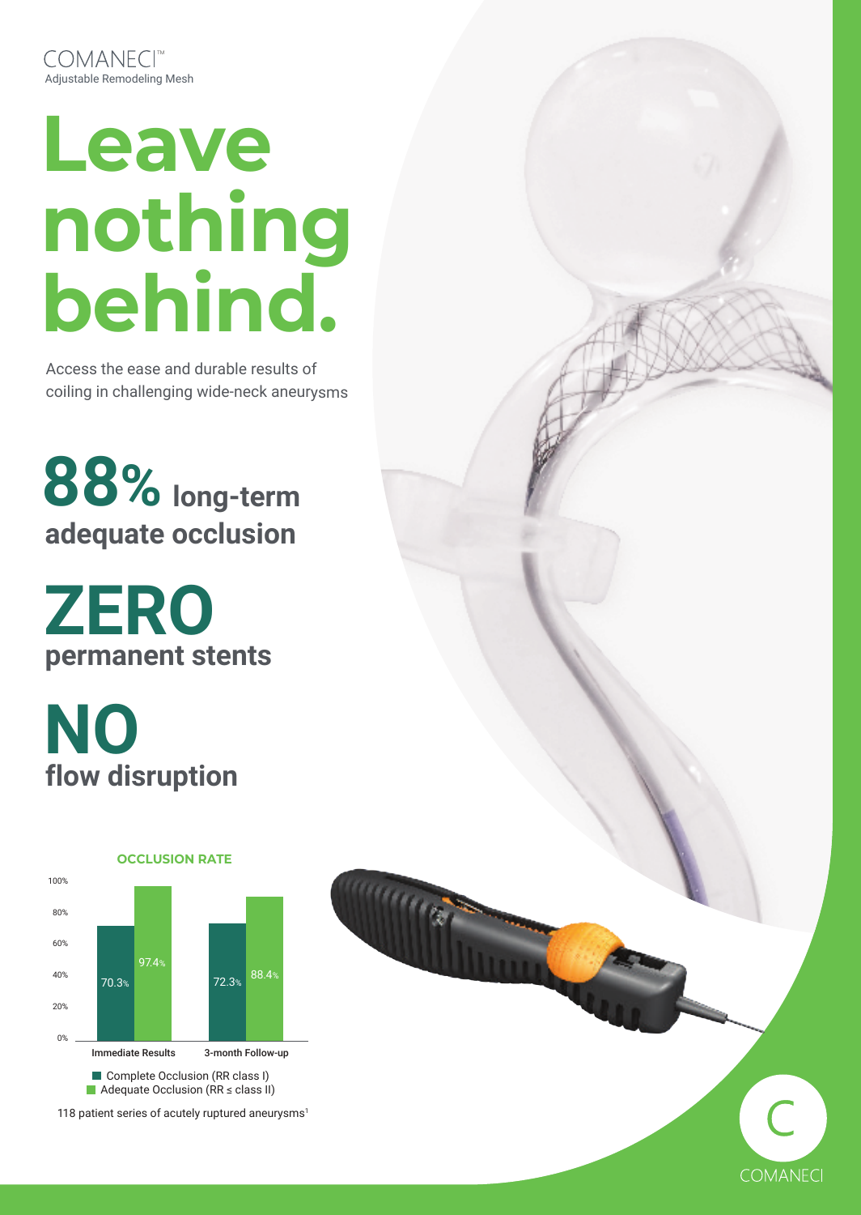COMANECI™
Adjustable Remodeling Mesh

# Leave nothing behind.

Access the ease and durable results of coiling in challenging wide-neck aneurysms

## 88% long-term adequate occlusion

## ZERO permanent stents

## NO flow disruption

**OCCLUSION RATE**

| | Complete Occlusion (RR class I) | Adequate Occlusion (RR ≤ class II) |
|---|---|---|
| Immediate Results | 70.3% | 97.4% |
| 3-month Follow-up | 72.3% | 88.4% |

118 patient series of acutely ruptured aneurysms[1]

COMANECI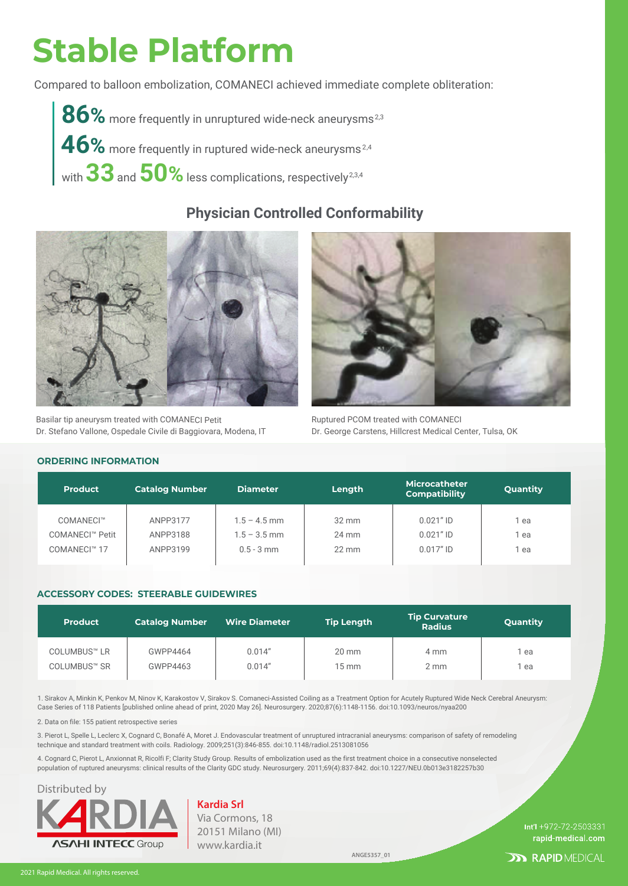# Stable Platform

Compared to balloon embolization, COMANECI achieved immediate complete obliteration:

**86%** more frequently in unruptured wide-neck aneurysms[2,3]

**46%** more frequently in ruptured wide-neck aneurysms[2,4]

with **33** and **50%** less complications, respectively[2,3,4]

## Physician Controlled Conformability

Basilar tip aneurysm treated with COMANECI Petit
Dr. Stefano Vallone, Ospedale Civile di Baggiovara, Modena, IT

Ruptured PCOM treated with COMANECI
Dr. George Carstens, Hillcrest Medical Center, Tulsa, OK

### ORDERING INFORMATION

| Product | Catalog Number | Diameter | Length | Microcatheter Compatibility | Quantity |
|---|---|---|---|---|---|
| COMANECI™ | ANPP3177 | 1.5 – 4.5 mm | 32 mm | 0.021" ID | 1 ea |
| COMANECI™ Petit | ANPP3188 | 1.5 – 3.5 mm | 24 mm | 0.021" ID | 1 ea |
| COMANECI™ 17 | ANPP3199 | 0.5 - 3 mm | 22 mm | 0.017" ID | 1 ea |

### ACCESSORY CODES: STEERABLE GUIDEWIRES

| Product | Catalog Number | Wire Diameter | Tip Length | Tip Curvature Radius | Quantity |
|---|---|---|---|---|---|
| COLUMBUS™ LR | GWPP4464 | 0.014" | 20 mm | 4 mm | 1 ea |
| COLUMBUS™ SR | GWPP4463 | 0.014" | 15 mm | 2 mm | 1 ea |

1. Sirakov A, Minkin K, Penkov M, Ninov K, Karakostov V, Sirakov S. Comaneci-Assisted Coiling as a Treatment Option for Acutely Ruptured Wide Neck Cerebral Aneurysm: Case Series of 118 Patients [published online ahead of print, 2020 May 26]. Neurosurgery. 2020;87(6):1148-1156. doi:10.1093/neuros/nyaa200

2. Data on file: 155 patient retrospective series

3. Pierot L, Spelle L, Leclerc X, Cognard C, Bonafé A, Moret J. Endovascular treatment of unruptured intracranial aneurysms: comparison of safety of remodeling technique and standard treatment with coils. Radiology. 2009;251(3):846-855. doi:10.1148/radiol.2513081056

4. Cognard C, Pierot L, Anxionnat R, Ricolfi F; Clarity Study Group. Results of embolization used as the first treatment choice in a consecutive nonselected population of ruptured aneurysms: clinical results of the Clarity GDC study. Neurosurgery. 2011;69(4):837-842. doi:10.1227/NEU.0b013e3182257b30

Distributed by

KARDIA
ASAHI INTECC Group

**Kardia Srl**
Via Cormons, 18
20151 Milano (MI)
www.kardia.it

ANGE5357_01

Int'l +972-72-2503331
rapid-medical.com

RAPID MEDICAL

2021 Rapid Medical. All rights reserved.